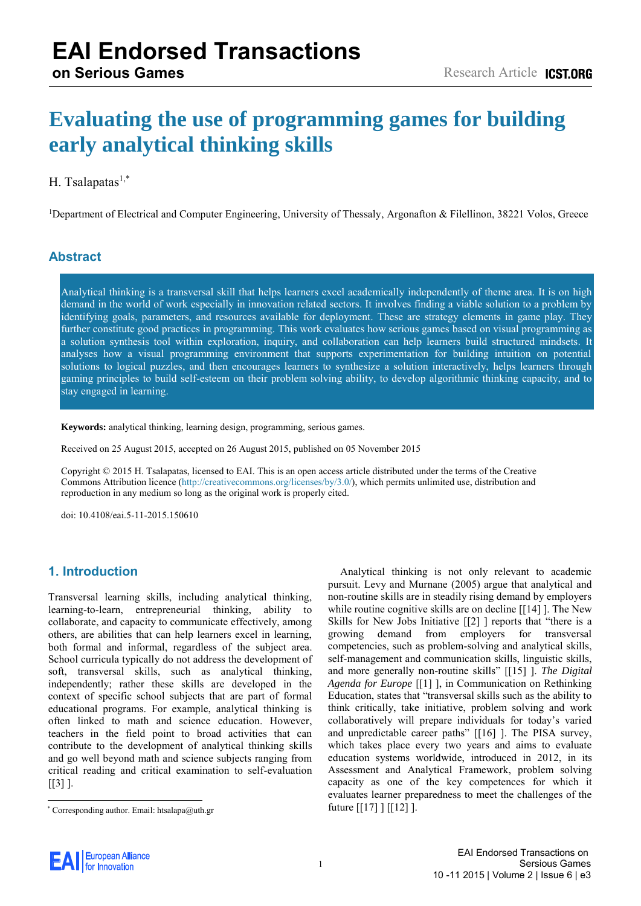# Evaluating the use of programming games for building early analytical thinking skills

H. Tsalapatas[1,*]

[1]Department of Electrical and Computer Engineering, University of Thessaly, Argonafton & Filellinon, 38221 Volos, Greece

## Abstract

Analytical thinking is a transversal skill that helps learners excel academically independently of theme area. It is on high demand in the world of work especially in innovation related sectors. It involves finding a viable solution to a problem by identifying goals, parameters, and resources available for deployment. These are strategy elements in game play. They further constitute good practices in programming. This work evaluates how serious games based on visual programming as a solution synthesis tool within exploration, inquiry, and collaboration can help learners build structured mindsets. It analyses how a visual programming environment that supports experimentation for building intuition on potential solutions to logical puzzles, and then encourages learners to synthesize a solution interactively, helps learners through gaming principles to build self-esteem on their problem solving ability, to develop algorithmic thinking capacity, and to stay engaged in learning.

**Keywords:** analytical thinking, learning design, programming, serious games.

Received on 25 August 2015, accepted on 26 August 2015, published on 05 November 2015

Copyright © 2015 H. Tsalapatas, licensed to EAI. This is an open access article distributed under the terms of the Creative Commons Attribution licence (http://creativecommons.org/licenses/by/3.0/), which permits unlimited use, distribution and reproduction in any medium so long as the original work is properly cited.

doi: 10.4108/eai.5-11-2015.150610

## 1. Introduction

Transversal learning skills, including analytical thinking, learning-to-learn, entrepreneurial thinking, ability to collaborate, and capacity to communicate effectively, among others, are abilities that can help learners excel in learning, both formal and informal, regardless of the subject area. School curricula typically do not address the development of soft, transversal skills, such as analytical thinking, independently; rather these skills are developed in the context of specific school subjects that are part of formal educational programs. For example, analytical thinking is often linked to math and science education. However, teachers in the field point to broad activities that can contribute to the development of analytical thinking skills and go well beyond math and science subjects ranging from critical reading and critical examination to self-evaluation [[3] ].

Analytical thinking is not only relevant to academic pursuit. Levy and Murnane (2005) argue that analytical and non-routine skills are in steadily rising demand by employers while routine cognitive skills are on decline [[14] ]. The New Skills for New Jobs Initiative [[2] ] reports that "there is a growing demand from employers for transversal competencies, such as problem-solving and analytical skills, self-management and communication skills, linguistic skills, and more generally non-routine skills" [[15] ]. *The Digital Agenda for Europe* [[1] ], in Communication on Rethinking Education, states that "transversal skills such as the ability to think critically, take initiative, problem solving and work collaboratively will prepare individuals for today's varied and unpredictable career paths" [[16] ]. The PISA survey, which takes place every two years and aims to evaluate education systems worldwide, introduced in 2012, in its Assessment and Analytical Framework, problem solving capacity as one of the key competences for which it evaluates learner preparedness to meet the challenges of the future [[17] ] [[12] ].

[*] Corresponding author. Email: htsalapa@uth.gr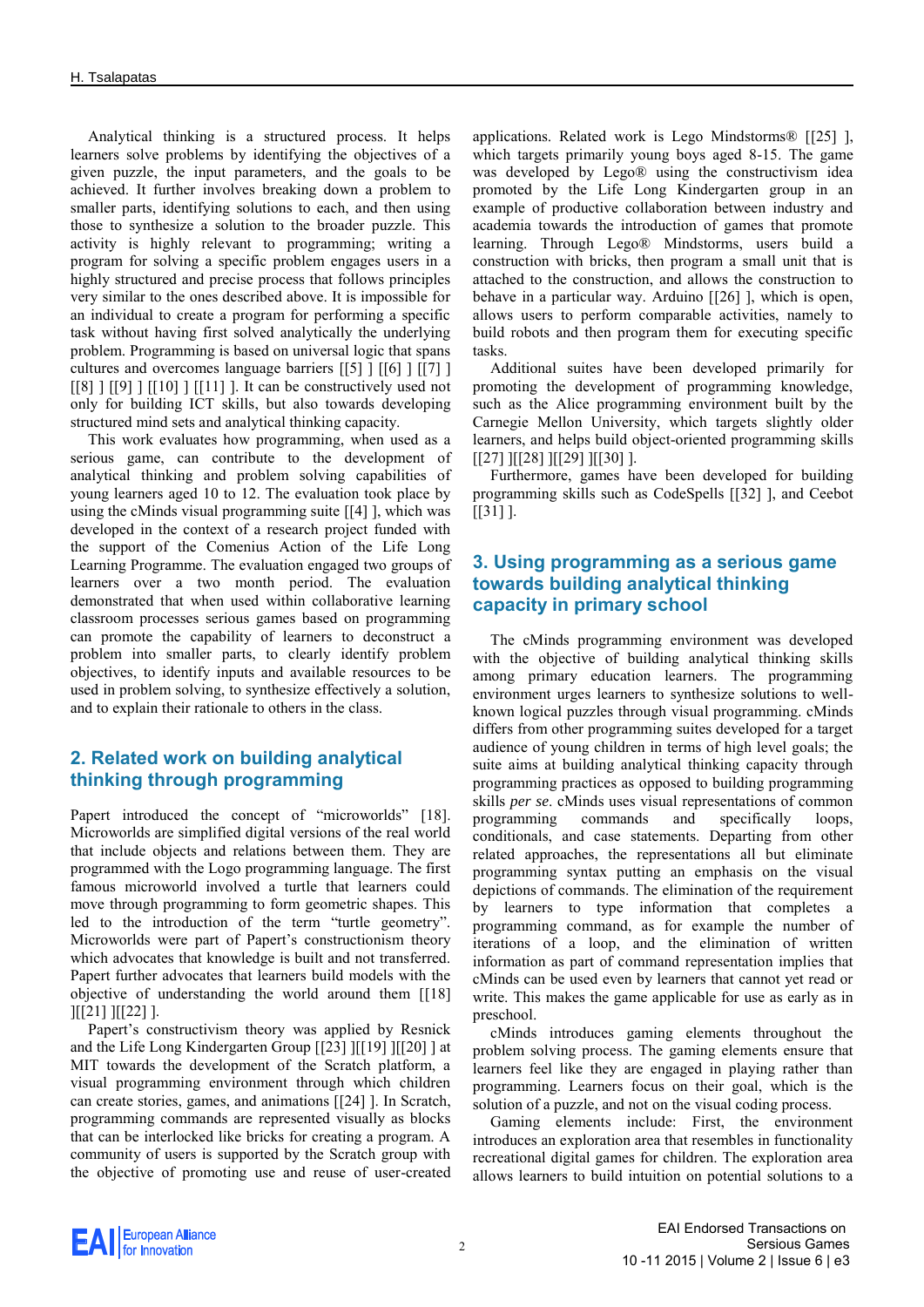Analytical thinking is a structured process. It helps learners solve problems by identifying the objectives of a given puzzle, the input parameters, and the goals to be achieved. It further involves breaking down a problem to smaller parts, identifying solutions to each, and then using those to synthesize a solution to the broader puzzle. This activity is highly relevant to programming; writing a program for solving a specific problem engages users in a highly structured and precise process that follows principles very similar to the ones described above. It is impossible for an individual to create a program for performing a specific task without having first solved analytically the underlying problem. Programming is based on universal logic that spans cultures and overcomes language barriers [[5] ] [[6] ] [[7] ] [[8] ] [[9] ] [[10] ] [[11] ]. It can be constructively used not only for building ICT skills, but also towards developing structured mind sets and analytical thinking capacity.

This work evaluates how programming, when used as a serious game, can contribute to the development of analytical thinking and problem solving capabilities of young learners aged 10 to 12. The evaluation took place by using the cMinds visual programming suite [[4] ], which was developed in the context of a research project funded with the support of the Comenius Action of the Life Long Learning Programme. The evaluation engaged two groups of learners over a two month period. The evaluation demonstrated that when used within collaborative learning classroom processes serious games based on programming can promote the capability of learners to deconstruct a problem into smaller parts, to clearly identify problem objectives, to identify inputs and available resources to be used in problem solving, to synthesize effectively a solution, and to explain their rationale to others in the class.

## 2. Related work on building analytical thinking through programming

Papert introduced the concept of "microworlds" [18]. Microworlds are simplified digital versions of the real world that include objects and relations between them. They are programmed with the Logo programming language. The first famous microworld involved a turtle that learners could move through programming to form geometric shapes. This led to the introduction of the term "turtle geometry". Microworlds were part of Papert's constructionism theory which advocates that knowledge is built and not transferred. Papert further advocates that learners build models with the objective of understanding the world around them [[18] ][[21] ][[22] ].

Papert's constructivism theory was applied by Resnick and the Life Long Kindergarten Group [[23] ][[19] ][[20] ] at MIT towards the development of the Scratch platform, a visual programming environment through which children can create stories, games, and animations [[24] ]. In Scratch, programming commands are represented visually as blocks that can be interlocked like bricks for creating a program. A community of users is supported by the Scratch group with the objective of promoting use and reuse of user-created applications. Related work is Lego Mindstorms® [[25] ], which targets primarily young boys aged 8-15. The game was developed by Lego® using the constructivism idea promoted by the Life Long Kindergarten group in an example of productive collaboration between industry and academia towards the introduction of games that promote learning. Through Lego® Mindstorms, users build a construction with bricks, then program a small unit that is attached to the construction, and allows the construction to behave in a particular way. Arduino [[26] ], which is open, allows users to perform comparable activities, namely to build robots and then program them for executing specific tasks.

Additional suites have been developed primarily for promoting the development of programming knowledge, such as the Alice programming environment built by the Carnegie Mellon University, which targets slightly older learners, and helps build object-oriented programming skills [[27] ][[28] ][[29] ][[30] ].

Furthermore, games have been developed for building programming skills such as CodeSpells [[32] ], and Ceebot [[31] ].

## 3. Using programming as a serious game towards building analytical thinking capacity in primary school

The cMinds programming environment was developed with the objective of building analytical thinking skills among primary education learners. The programming environment urges learners to synthesize solutions to well-known logical puzzles through visual programming. cMinds differs from other programming suites developed for a target audience of young children in terms of high level goals; the suite aims at building analytical thinking capacity through programming practices as opposed to building programming skills *per se*. cMinds uses visual representations of common programming commands and specifically loops, conditionals, and case statements. Departing from other related approaches, the representations all but eliminate programming syntax putting an emphasis on the visual depictions of commands. The elimination of the requirement by learners to type information that completes a programming command, as for example the number of iterations of a loop, and the elimination of written information as part of command representation implies that cMinds can be used even by learners that cannot yet read or write. This makes the game applicable for use as early as in preschool.

cMinds introduces gaming elements throughout the problem solving process. The gaming elements ensure that learners feel like they are engaged in playing rather than programming. Learners focus on their goal, which is the solution of a puzzle, and not on the visual coding process.

Gaming elements include: First, the environment introduces an exploration area that resembles in functionality recreational digital games for children. The exploration area allows learners to build intuition on potential solutions to a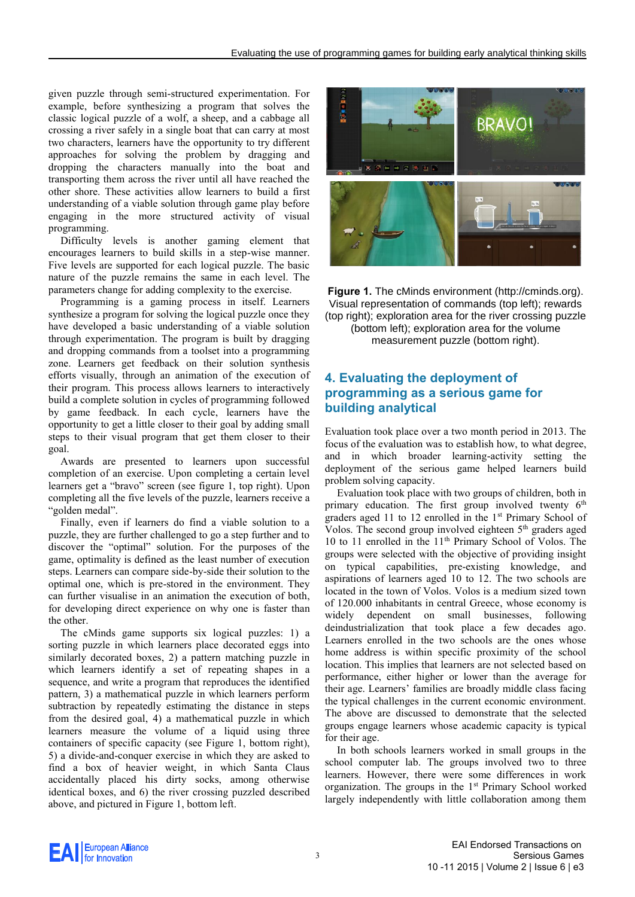given puzzle through semi-structured experimentation. For example, before synthesizing a program that solves the classic logical puzzle of a wolf, a sheep, and a cabbage all crossing a river safely in a single boat that can carry at most two characters, learners have the opportunity to try different approaches for solving the problem by dragging and dropping the characters manually into the boat and transporting them across the river until all have reached the other shore. These activities allow learners to build a first understanding of a viable solution through game play before engaging in the more structured activity of visual programming.

Difficulty levels is another gaming element that encourages learners to build skills in a step-wise manner. Five levels are supported for each logical puzzle. The basic nature of the puzzle remains the same in each level. The parameters change for adding complexity to the exercise.

Programming is a gaming process in itself. Learners synthesize a program for solving the logical puzzle once they have developed a basic understanding of a viable solution through experimentation. The program is built by dragging and dropping commands from a toolset into a programming zone. Learners get feedback on their solution synthesis efforts visually, through an animation of the execution of their program. This process allows learners to interactively build a complete solution in cycles of programming followed by game feedback. In each cycle, learners have the opportunity to get a little closer to their goal by adding small steps to their visual program that get them closer to their goal.

Awards are presented to learners upon successful completion of an exercise. Upon completing a certain level learners get a "bravo" screen (see figure 1, top right). Upon completing all the five levels of the puzzle, learners receive a "golden medal".

Finally, even if learners do find a viable solution to a puzzle, they are further challenged to go a step further and to discover the "optimal" solution. For the purposes of the game, optimality is defined as the least number of execution steps. Learners can compare side-by-side their solution to the optimal one, which is pre-stored in the environment. They can further visualise in an animation the execution of both, for developing direct experience on why one is faster than the other.

The cMinds game supports six logical puzzles: 1) a sorting puzzle in which learners place decorated eggs into similarly decorated boxes, 2) a pattern matching puzzle in which learners identify a set of repeating shapes in a sequence, and write a program that reproduces the identified pattern, 3) a mathematical puzzle in which learners perform subtraction by repeatedly estimating the distance in steps from the desired goal, 4) a mathematical puzzle in which learners measure the volume of a liquid using three containers of specific capacity (see Figure 1, bottom right), 5) a divide-and-conquer exercise in which they are asked to find a box of heavier weight, in which Santa Claus accidentally placed his dirty socks, among otherwise identical boxes, and 6) the river crossing puzzled described above, and pictured in Figure 1, bottom left.

**Figure 1.** The cMinds environment (http://cminds.org). Visual representation of commands (top left); rewards (top right); exploration area for the river crossing puzzle (bottom left); exploration area for the volume measurement puzzle (bottom right).

## 4. Evaluating the deployment of programming as a serious game for building analytical

Evaluation took place over a two month period in 2013. The focus of the evaluation was to establish how, to what degree, and in which broader learning-activity setting the deployment of the serious game helped learners build problem solving capacity.

Evaluation took place with two groups of children, both in primary education. The first group involved twenty 6th graders aged 11 to 12 enrolled in the 1st Primary School of Volos. The second group involved eighteen 5th graders aged 10 to 11 enrolled in the 11th Primary School of Volos. The groups were selected with the objective of providing insight on typical capabilities, pre-existing knowledge, and aspirations of learners aged 10 to 12. The two schools are located in the town of Volos. Volos is a medium sized town of 120.000 inhabitants in central Greece, whose economy is widely dependent on small businesses, following deindustrialization that took place a few decades ago. Learners enrolled in the two schools are the ones whose home address is within specific proximity of the school location. This implies that learners are not selected based on performance, either higher or lower than the average for their age. Learners' families are broadly middle class facing the typical challenges in the current economic environment. The above are discussed to demonstrate that the selected groups engage learners whose academic capacity is typical for their age.

In both schools learners worked in small groups in the school computer lab. The groups involved two to three learners. However, there were some differences in work organization. The groups in the 1st Primary School worked largely independently with little collaboration among them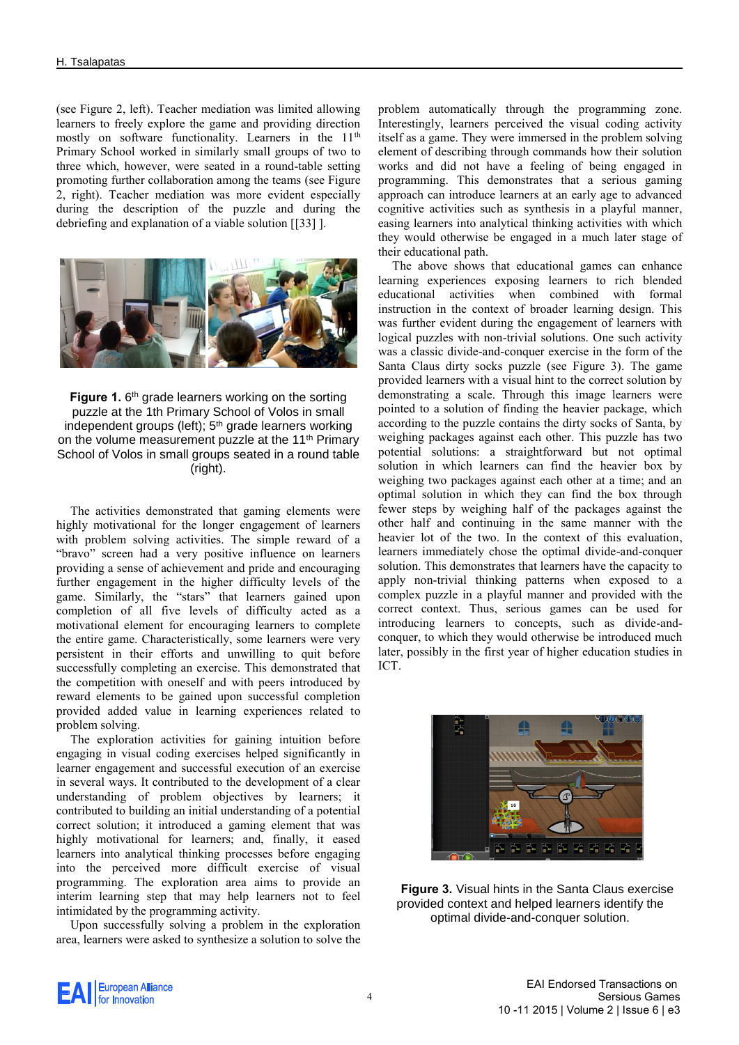(see Figure 2, left). Teacher mediation was limited allowing learners to freely explore the game and providing direction mostly on software functionality. Learners in the 11th Primary School worked in similarly small groups of two to three which, however, were seated in a round-table setting promoting further collaboration among the teams (see Figure 2, right). Teacher mediation was more evident especially during the description of the puzzle and during the debriefing and explanation of a viable solution [[33] ].

**Figure 1.** 6th grade learners working on the sorting puzzle at the 1th Primary School of Volos in small independent groups (left); 5th grade learners working on the volume measurement puzzle at the 11th Primary School of Volos in small groups seated in a round table (right).

The activities demonstrated that gaming elements were highly motivational for the longer engagement of learners with problem solving activities. The simple reward of a "bravo" screen had a very positive influence on learners providing a sense of achievement and pride and encouraging further engagement in the higher difficulty levels of the game. Similarly, the "stars" that learners gained upon completion of all five levels of difficulty acted as a motivational element for encouraging learners to complete the entire game. Characteristically, some learners were very persistent in their efforts and unwilling to quit before successfully completing an exercise. This demonstrated that the competition with oneself and with peers introduced by reward elements to be gained upon successful completion provided added value in learning experiences related to problem solving.

The exploration activities for gaining intuition before engaging in visual coding exercises helped significantly in learner engagement and successful execution of an exercise in several ways. It contributed to the development of a clear understanding of problem objectives by learners; it contributed to building an initial understanding of a potential correct solution; it introduced a gaming element that was highly motivational for learners; and, finally, it eased learners into analytical thinking processes before engaging into the perceived more difficult exercise of visual programming. The exploration area aims to provide an interim learning step that may help learners not to feel intimidated by the programming activity.

Upon successfully solving a problem in the exploration area, learners were asked to synthesize a solution to solve the problem automatically through the programming zone. Interestingly, learners perceived the visual coding activity itself as a game. They were immersed in the problem solving element of describing through commands how their solution works and did not have a feeling of being engaged in programming. This demonstrates that a serious gaming approach can introduce learners at an early age to advanced cognitive activities such as synthesis in a playful manner, easing learners into analytical thinking activities with which they would otherwise be engaged in a much later stage of their educational path.

The above shows that educational games can enhance learning experiences exposing learners to rich blended educational activities when combined with formal instruction in the context of broader learning design. This was further evident during the engagement of learners with logical puzzles with non-trivial solutions. One such activity was a classic divide-and-conquer exercise in the form of the Santa Claus dirty socks puzzle (see Figure 3). The game provided learners with a visual hint to the correct solution by demonstrating a scale. Through this image learners were pointed to a solution of finding the heavier package, which according to the puzzle contains the dirty socks of Santa, by weighing packages against each other. This puzzle has two potential solutions: a straightforward but not optimal solution in which learners can find the heavier box by weighing two packages against each other at a time; and an optimal solution in which they can find the box through fewer steps by weighing half of the packages against the other half and continuing in the same manner with the heavier lot of the two. In the context of this evaluation, learners immediately chose the optimal divide-and-conquer solution. This demonstrates that learners have the capacity to apply non-trivial thinking patterns when exposed to a complex puzzle in a playful manner and provided with the correct context. Thus, serious games can be used for introducing learners to concepts, such as divide-and-conquer, to which they would otherwise be introduced much later, possibly in the first year of higher education studies in ICT.

**Figure 3.** Visual hints in the Santa Claus exercise provided context and helped learners identify the optimal divide-and-conquer solution.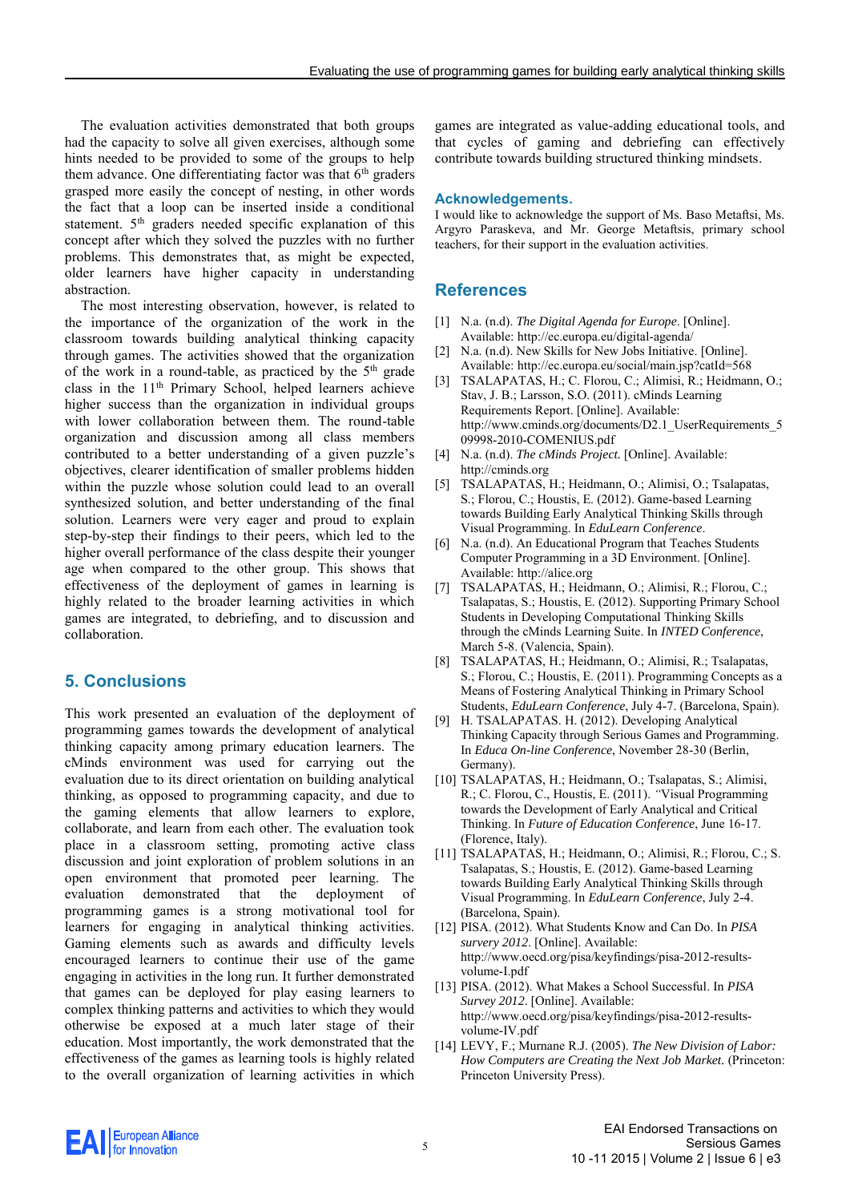The evaluation activities demonstrated that both groups had the capacity to solve all given exercises, although some hints needed to be provided to some of the groups to help them advance. One differentiating factor was that 6th graders grasped more easily the concept of nesting, in other words the fact that a loop can be inserted inside a conditional statement. 5th graders needed specific explanation of this concept after which they solved the puzzles with no further problems. This demonstrates that, as might be expected, older learners have higher capacity in understanding abstraction.

The most interesting observation, however, is related to the importance of the organization of the work in the classroom towards building analytical thinking capacity through games. The activities showed that the organization of the work in a round-table, as practiced by the 5th grade class in the 11th Primary School, helped learners achieve higher success than the organization in individual groups with lower collaboration between them. The round-table organization and discussion among all class members contributed to a better understanding of a given puzzle's objectives, clearer identification of smaller problems hidden within the puzzle whose solution could lead to an overall synthesized solution, and better understanding of the final solution. Learners were very eager and proud to explain step-by-step their findings to their peers, which led to the higher overall performance of the class despite their younger age when compared to the other group. This shows that effectiveness of the deployment of games in learning is highly related to the broader learning activities in which games are integrated, to debriefing, and to discussion and collaboration.

## 5. Conclusions

This work presented an evaluation of the deployment of programming games towards the development of analytical thinking capacity among primary education learners. The cMinds environment was used for carrying out the evaluation due to its direct orientation on building analytical thinking, as opposed to programming capacity, and due to the gaming elements that allow learners to explore, collaborate, and learn from each other. The evaluation took place in a classroom setting, promoting active class discussion and joint exploration of problem solutions in an open environment that promoted peer learning. The evaluation demonstrated that the deployment of programming games is a strong motivational tool for learners for engaging in analytical thinking activities. Gaming elements such as awards and difficulty levels encouraged learners to continue their use of the game engaging in activities in the long run. It further demonstrated that games can be deployed for play easing learners to complex thinking patterns and activities to which they would otherwise be exposed at a much later stage of their education. Most importantly, the work demonstrated that the effectiveness of the games as learning tools is highly related to the overall organization of learning activities in which games are integrated as value-adding educational tools, and that cycles of gaming and debriefing can effectively contribute towards building structured thinking mindsets.

### Acknowledgements.

I would like to acknowledge the support of Ms. Baso Metaftsi, Ms. Argyro Paraskeva, and Mr. George Metaftsis, primary school teachers, for their support in the evaluation activities.

## References

[1] N.a. (n.d). *The Digital Agenda for Europe*. [Online]. Available: http://ec.europa.eu/digital-agenda/

[2] N.a. (n.d). New Skills for New Jobs Initiative. [Online]. Available: http://ec.europa.eu/social/main.jsp?catId=568

[3] TSALAPATAS, H.; C. Florou, C.; Alimisi, R.; Heidmann, O.; Stav, J. B.; Larsson, S.O. (2011). cMinds Learning Requirements Report. [Online]. Available: http://www.cminds.org/documents/D2.1_UserRequirements_509998-2010-COMENIUS.pdf

[4] N.a. (n.d). *The cMinds Project*. [Online]. Available: http://cminds.org

[5] TSALAPATAS, H.; Heidmann, O.; Alimisi, O.; Tsalapatas, S.; Florou, C.; Houstis, E. (2012). Game-based Learning towards Building Early Analytical Thinking Skills through Visual Programming. In *EduLearn Conference*.

[6] N.a. (n.d). An Educational Program that Teaches Students Computer Programming in a 3D Environment. [Online]. Available: http://alice.org

[7] TSALAPATAS, H.; Heidmann, O.; Alimisi, R.; Florou, C.; Tsalapatas, S.; Houstis, E. (2012). Supporting Primary School Students in Developing Computational Thinking Skills through the cMinds Learning Suite. In *INTED Conference*, March 5-8. (Valencia, Spain).

[8] TSALAPATAS, H.; Heidmann, O.; Alimisi, R.; Tsalapatas, S.; Florou, C.; Houstis, E. (2011). Programming Concepts as a Means of Fostering Analytical Thinking in Primary School Students, *EduLearn Conference*, July 4-7. (Barcelona, Spain).

[9] H. TSALAPATAS. H. (2012). Developing Analytical Thinking Capacity through Serious Games and Programming. In *Educa On-line Conference*, November 28-30 (Berlin, Germany).

[10] TSALAPATAS, H.; Heidmann, O.; Tsalapatas, S.; Alimisi, R.; C. Florou, C., Houstis, E. (2011). "Visual Programming towards the Development of Early Analytical and Critical Thinking. In *Future of Education Conference*, June 16-17. (Florence, Italy).

[11] TSALAPATAS, H.; Heidmann, O.; Alimisi, R.; Florou, C.; S. Tsalapatas, S.; Houstis, E. (2012). Game-based Learning towards Building Early Analytical Thinking Skills through Visual Programming. In *EduLearn Conference*, July 2-4. (Barcelona, Spain).

[12] PISA. (2012). What Students Know and Can Do. In *PISA survery 2012*. [Online]. Available: http://www.oecd.org/pisa/keyfindings/pisa-2012-results-volume-I.pdf

[13] PISA. (2012). What Makes a School Successful. In *PISA Survey 2012*. [Online]. Available: http://www.oecd.org/pisa/keyfindings/pisa-2012-results-volume-IV.pdf

[14] LEVY, F.; Murnane R.J. (2005). *The New Division of Labor: How Computers are Creating the Next Job Market.* (Princeton: Princeton University Press).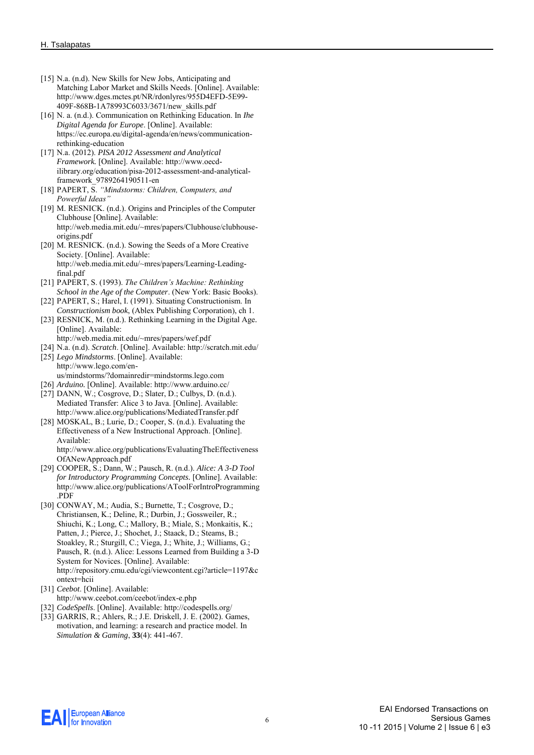[15] N.a. (n.d). New Skills for New Jobs, Anticipating and Matching Labor Market and Skills Needs. [Online]. Available: http://www.dges.mctes.pt/NR/rdonlyres/955D4EFD-5E99-409F-868B-1A78993C6033/3671/new_skills.pdf

[16] N. a. (n.d.). Communication on Rethinking Education. In *Ihe Digital Agenda for Europe*. [Online]. Available: https://ec.europa.eu/digital-agenda/en/news/communication-rethinking-education

[17] N.a. (2012). *PISA 2012 Assessment and Analytical Framework.* [Online]. Available: http://www.oecd-ilibrary.org/education/pisa-2012-assessment-and-analytical-framework_9789264190511-en

[18] PAPERT, S. *"Mindstorms: Children, Computers, and Powerful Ideas"*

[19] M. RESNICK. (n.d.). Origins and Principles of the Computer Clubhouse [Online]. Available: http://web.media.mit.edu/~mres/papers/Clubhouse/clubhouse-origins.pdf

[20] M. RESNICK. (n.d.). Sowing the Seeds of a More Creative Society. [Online]. Available: http://web.media.mit.edu/~mres/papers/Learning-Leading-final.pdf

[21] PAPERT, S. (1993). *The Children's Machine: Rethinking School in the Age of the Computer*. (New York: Basic Books).

[22] PAPERT, S.; Harel, I. (1991). Situating Constructionism. In *Constructionism book*, (Ablex Publishing Corporation), ch 1.

[23] RESNICK, M. (n.d.). Rethinking Learning in the Digital Age. [Online]. Available: http://web.media.mit.edu/~mres/papers/wef.pdf

[24] N.a. (n.d). *Scratch*. [Online]. Available: http://scratch.mit.edu/

[25] *Lego Mindstorms*. [Online]. Available: http://www.lego.com/en-us/mindstorms/?domainredir=mindstorms.lego.com

[26] *Arduino.* [Online]. Available: http://www.arduino.cc/

[27] DANN, W.; Cosgrove, D.; Slater, D.; Culbys, D. (n.d.). Mediated Transfer: Alice 3 to Java. [Online]. Available: http://www.alice.org/publications/MediatedTransfer.pdf

[28] MOSKAL, B.; Lurie, D.; Cooper, S. (n.d.). Evaluating the Effectiveness of a New Instructional Approach. [Online]. Available: http://www.alice.org/publications/EvaluatingTheEffectivenessOfANewApproach.pdf

[29] COOPER, S.; Dann, W.; Pausch, R. (n.d.). *Alice: A 3-D Tool for Introductory Programming Concepts.* [Online]. Available: http://www.alice.org/publications/AToolForIntroProgramming.PDF

[30] CONWAY, M.; Audia, S.; Burnette, T.; Cosgrove, D.; Christiansen, K.; Deline, R.; Durbin, J.; Gossweiler, R.; Shiuchi, K.; Long, C.; Mallory, B.; Miale, S.; Monkaitis, K.; Patten, J.; Pierce, J.; Shochet, J.; Staack, D.; Steams, B.; Stoakley, R.; Sturgill, C.; Viega, J.; White, J.; Williams, G.; Pausch, R. (n.d.). Alice: Lessons Learned from Building a 3-D System for Novices. [Online]. Available: http://repository.cmu.edu/cgi/viewcontent.cgi?article=1197&context=hcii

[31] *Ceebot*. [Online]. Available: http://www.ceebot.com/ceebot/index-e.php

[32] *CodeSpells*. [Online]. Available: http://codespells.org/

[33] GARRIS, R.; Ahlers, R.; J.E. Driskell, J. E. (2002). Games, motivation, and learning: a research and practice model. In *Simulation & Gaming*, **33**(4): 441-467.